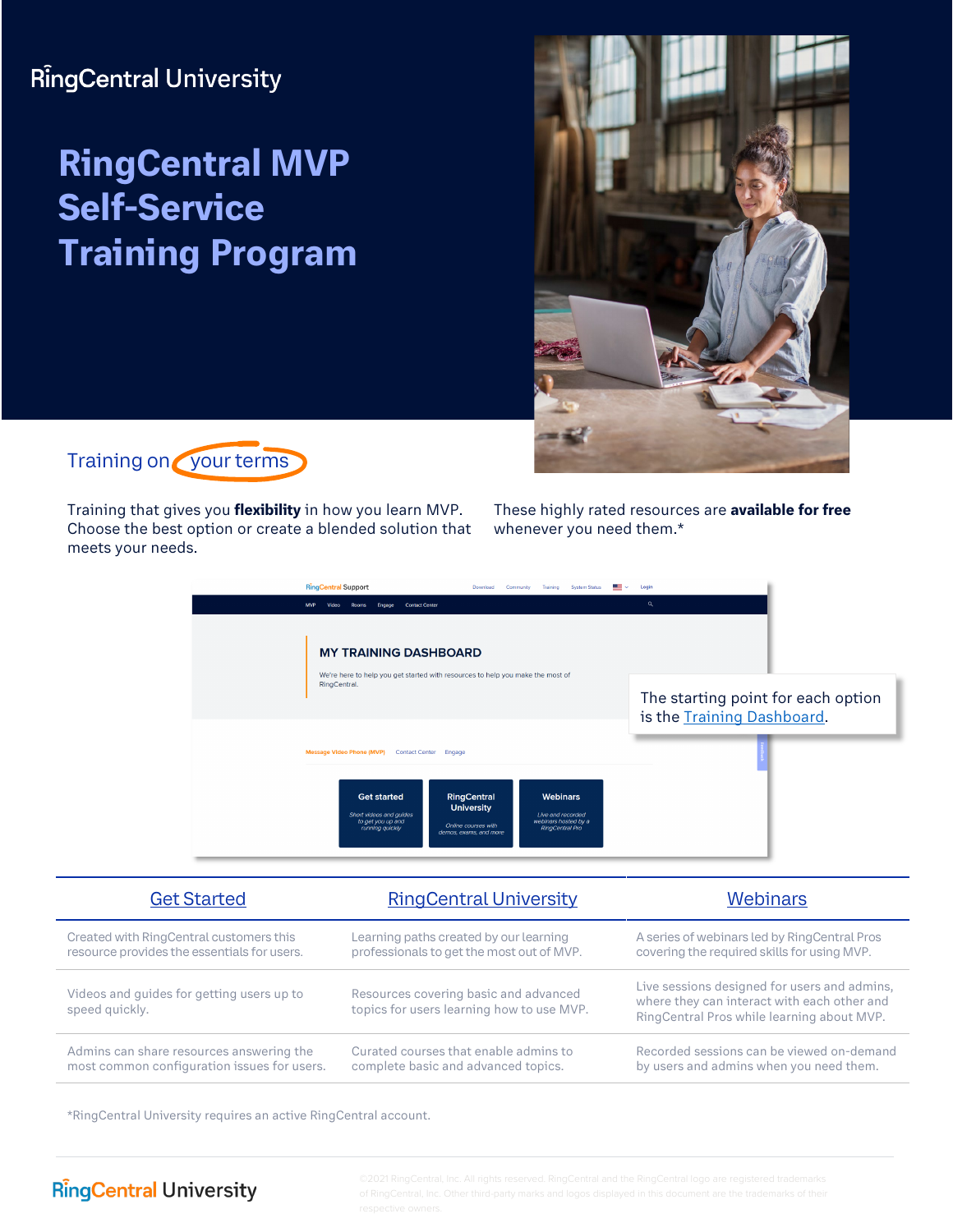RingCentral University

# RingCentral MVP Self-Service Training Program

## Training on your terms

Training that gives you **flexibility** in how you learn MVP. Choose the best option or create a blended solution that meets your needs.

These highly rated resources are **available for free** whenever you need them.*

The starting point for each option is the Training Dashboard.

| Get Started | RingCentral University | Webinars |
| --- | --- | --- |
| Created with RingCentral customers this resource provides the essentials for users. | Learning paths created by our learning professionals to get the most out of MVP. | A series of webinars led by RingCentral Pros covering the required skills for using MVP. |
| Videos and guides for getting users up to speed quickly. | Resources covering basic and advanced topics for users learning how to use MVP. | Live sessions designed for users and admins, where they can interact with each other and RingCentral Pros while learning about MVP. |
| Admins can share resources answering the most common configuration issues for users. | Curated courses that enable admins to complete basic and advanced topics. | Recorded sessions can be viewed on-demand by users and admins when you need them. |

*RingCentral University requires an active RingCentral account.

RingCentral University

©2021 RingCentral, Inc. All rights reserved. RingCentral and the RingCentral logo are registered trademarks of RingCentral, Inc. Other third-party marks and logos displayed in this document are the trademarks of their respective owners.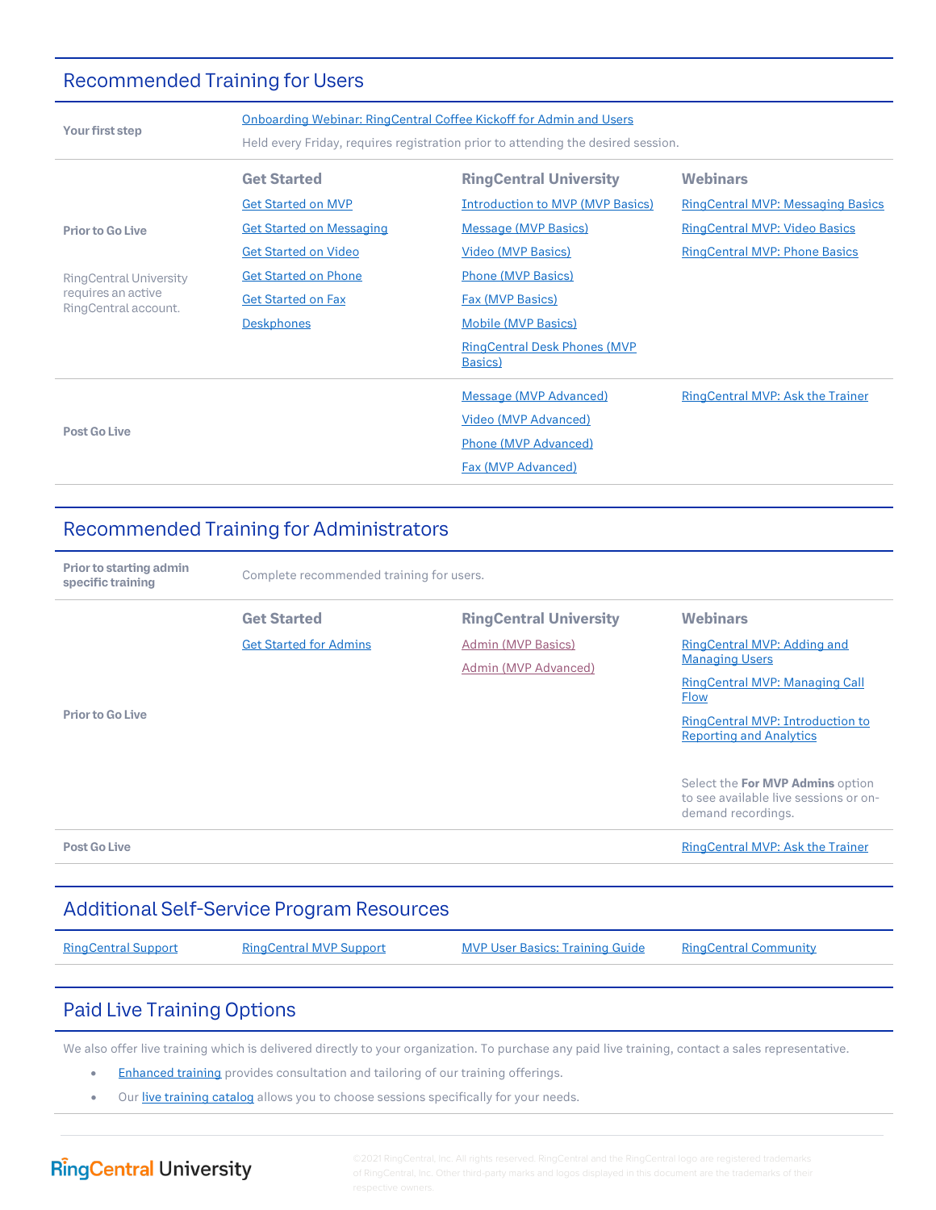## Recommended Training for Users

| | | | |
|---|---|---|---|
| **Your first step** | Onboarding Webinar: RingCentral Coffee Kickoff for Admin and Users<br>Held every Friday, requires registration prior to attending the desired session. | | |
| | **Get Started** | **RingCentral University** | **Webinars** |
| **Prior to Go Live**<br><br>RingCentral University requires an active RingCentral account. | Get Started on MVP<br>Get Started on Messaging<br>Get Started on Video<br>Get Started on Phone<br>Get Started on Fax<br>Deskphones | Introduction to MVP (MVP Basics)<br>Message (MVP Basics)<br>Video (MVP Basics)<br>Phone (MVP Basics)<br>Fax (MVP Basics)<br>Mobile (MVP Basics)<br>RingCentral Desk Phones (MVP Basics) | RingCentral MVP: Messaging Basics<br>RingCentral MVP: Video Basics<br>RingCentral MVP: Phone Basics |
| **Post Go Live** | | Message (MVP Advanced)<br>Video (MVP Advanced)<br>Phone (MVP Advanced)<br>Fax (MVP Advanced) | RingCentral MVP: Ask the Trainer |

## Recommended Training for Administrators

| | | | |
|---|---|---|---|
| **Prior to starting admin specific training** | Complete recommended training for users. | | |
| | **Get Started** | **RingCentral University** | **Webinars** |
| **Prior to Go Live** | Get Started for Admins | Admin (MVP Basics)<br>Admin (MVP Advanced) | RingCentral MVP: Adding and Managing Users<br>RingCentral MVP: Managing Call Flow<br>RingCentral MVP: Introduction to Reporting and Analytics<br><br>Select the **For MVP Admins** option to see available live sessions or on-demand recordings. |
| **Post Go Live** | | | RingCentral MVP: Ask the Trainer |

## Additional Self-Service Program Resources

RingCentral Support | RingCentral MVP Support | MVP User Basics: Training Guide | RingCentral Community

## Paid Live Training Options

We also offer live training which is delivered directly to your organization. To purchase any paid live training, contact a sales representative.

- Enhanced training provides consultation and tailoring of our training offerings.
- Our live training catalog allows you to choose sessions specifically for your needs.

RingCentral University

©2021 RingCentral, Inc. All rights reserved. RingCentral and the RingCentral logo are registered trademarks of RingCentral, Inc. Other third-party marks and logos displayed in this document are the trademarks of their respective owners.